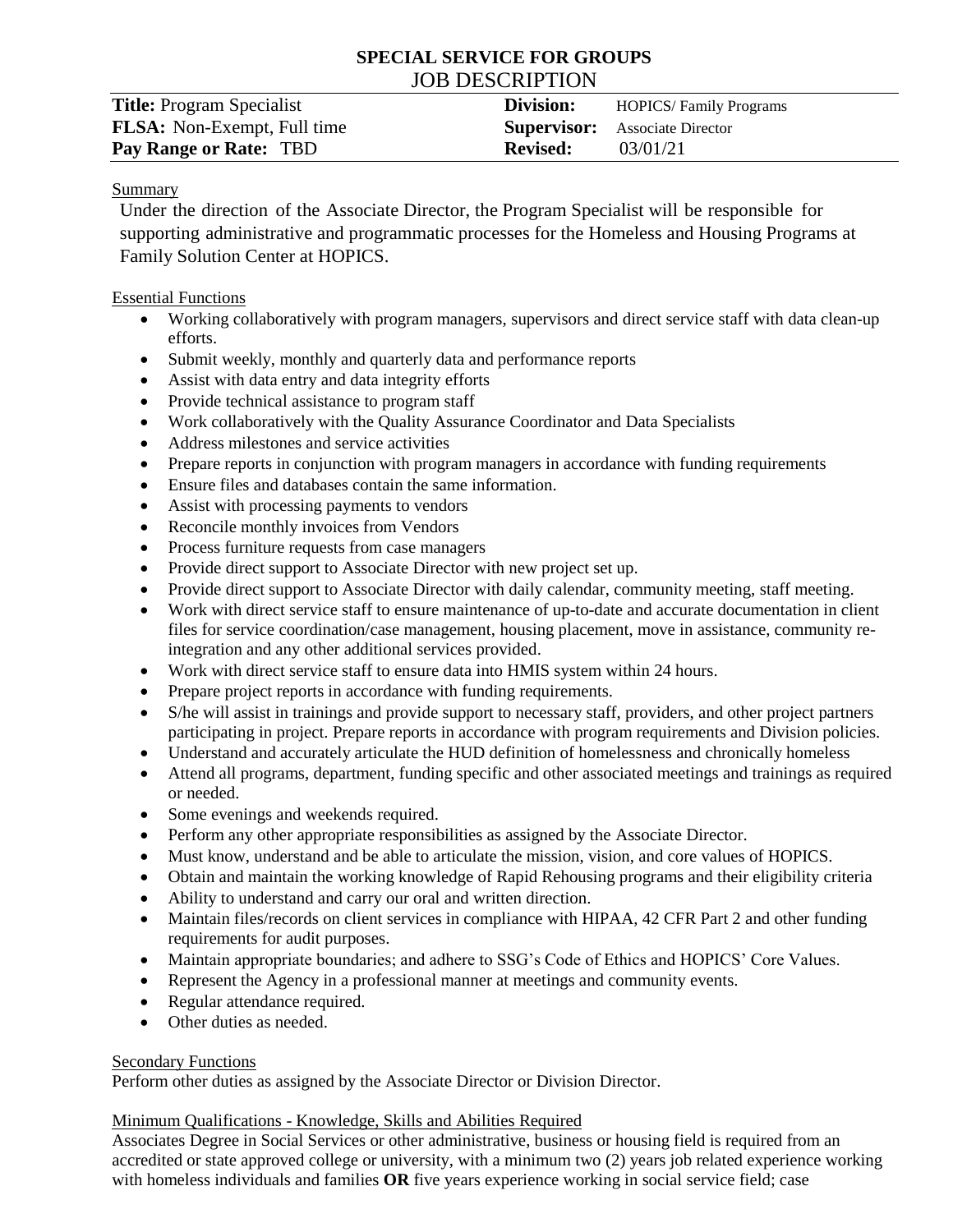# SPECIAL SERVICE FOR GROUPS

## JOB DESCRIPTION

| | | | |
|---|---|---|---|
| **Title:** Program Specialist | | **Division:** | HOPICS/ Family Programs |
| **FLSA:** Non-Exempt, Full time | | **Supervisor:** | Associate Director |
| **Pay Range or Rate:** TBD | | **Revised:** | 03/01/21 |

### Summary

Under the direction of the Associate Director, the Program Specialist will be responsible for supporting administrative and programmatic processes for the Homeless and Housing Programs at Family Solution Center at HOPICS.

### Essential Functions

- Working collaboratively with program managers, supervisors and direct service staff with data clean-up efforts.
- Submit weekly, monthly and quarterly data and performance reports
- Assist with data entry and data integrity efforts
- Provide technical assistance to program staff
- Work collaboratively with the Quality Assurance Coordinator and Data Specialists
- Address milestones and service activities
- Prepare reports in conjunction with program managers in accordance with funding requirements
- Ensure files and databases contain the same information.
- Assist with processing payments to vendors
- Reconcile monthly invoices from Vendors
- Process furniture requests from case managers
- Provide direct support to Associate Director with new project set up.
- Provide direct support to Associate Director with daily calendar, community meeting, staff meeting.
- Work with direct service staff to ensure maintenance of up-to-date and accurate documentation in client files for service coordination/case management, housing placement, move in assistance, community re-integration and any other additional services provided.
- Work with direct service staff to ensure data into HMIS system within 24 hours.
- Prepare project reports in accordance with funding requirements.
- S/he will assist in trainings and provide support to necessary staff, providers, and other project partners participating in project. Prepare reports in accordance with program requirements and Division policies.
- Understand and accurately articulate the HUD definition of homelessness and chronically homeless
- Attend all programs, department, funding specific and other associated meetings and trainings as required or needed.
- Some evenings and weekends required.
- Perform any other appropriate responsibilities as assigned by the Associate Director.
- Must know, understand and be able to articulate the mission, vision, and core values of HOPICS.
- Obtain and maintain the working knowledge of Rapid Rehousing programs and their eligibility criteria
- Ability to understand and carry our oral and written direction.
- Maintain files/records on client services in compliance with HIPAA, 42 CFR Part 2 and other funding requirements for audit purposes.
- Maintain appropriate boundaries; and adhere to SSG's Code of Ethics and HOPICS' Core Values.
- Represent the Agency in a professional manner at meetings and community events.
- Regular attendance required.
- Other duties as needed.

### Secondary Functions

Perform other duties as assigned by the Associate Director or Division Director.

### Minimum Qualifications - Knowledge, Skills and Abilities Required

Associates Degree in Social Services or other administrative, business or housing field is required from an accredited or state approved college or university, with a minimum two (2) years job related experience working with homeless individuals and families **OR** five years experience working in social service field; case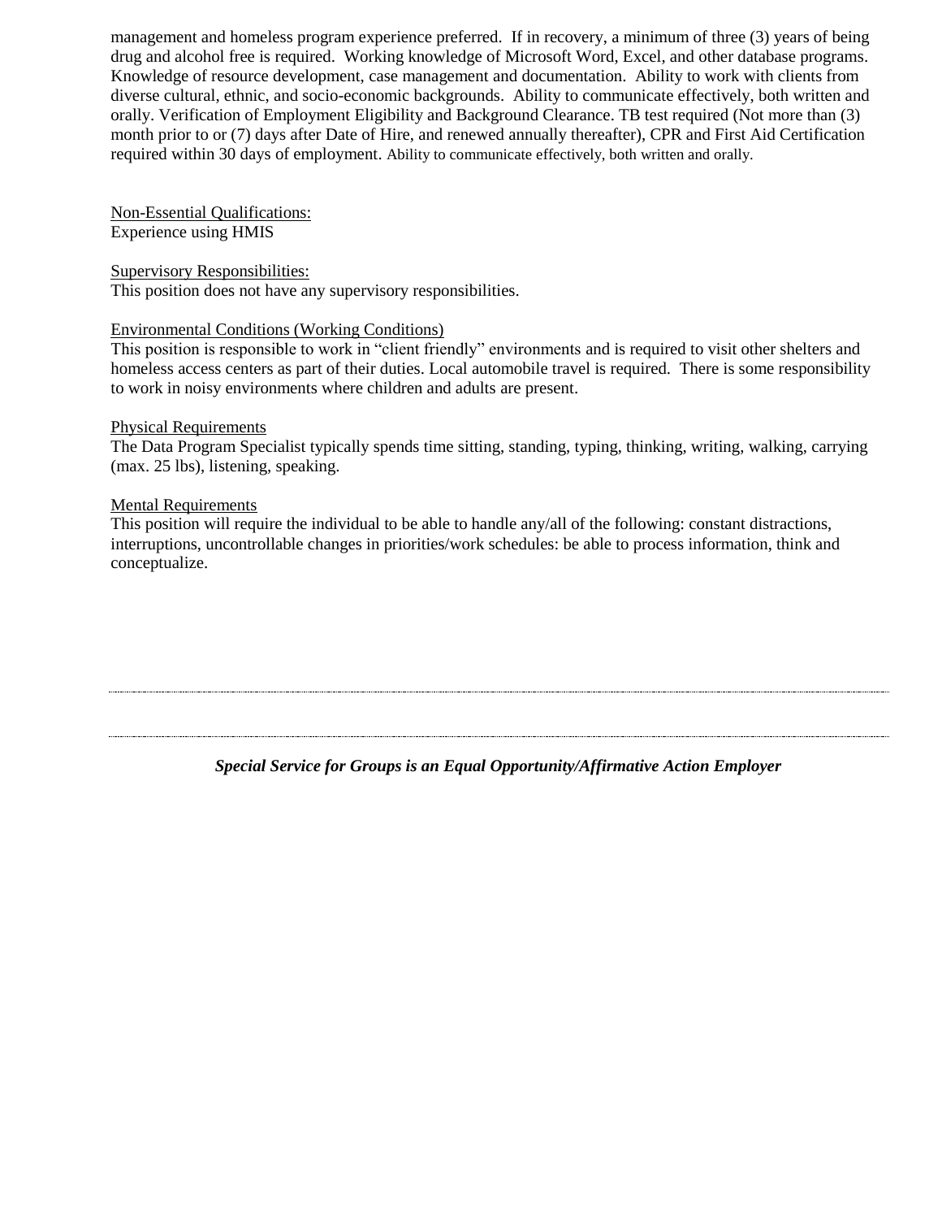management and homeless program experience preferred. If in recovery, a minimum of three (3) years of being drug and alcohol free is required. Working knowledge of Microsoft Word, Excel, and other database programs. Knowledge of resource development, case management and documentation. Ability to work with clients from diverse cultural, ethnic, and socio-economic backgrounds. Ability to communicate effectively, both written and orally. Verification of Employment Eligibility and Background Clearance. TB test required (Not more than (3) month prior to or (7) days after Date of Hire, and renewed annually thereafter), CPR and First Aid Certification required within 30 days of employment. Ability to communicate effectively, both written and orally.

Non-Essential Qualifications:
Experience using HMIS

Supervisory Responsibilities:
This position does not have any supervisory responsibilities.

Environmental Conditions (Working Conditions)
This position is responsible to work in "client friendly" environments and is required to visit other shelters and homeless access centers as part of their duties. Local automobile travel is required. There is some responsibility to work in noisy environments where children and adults are present.

Physical Requirements
The Data Program Specialist typically spends time sitting, standing, typing, thinking, writing, walking, carrying (max. 25 lbs), listening, speaking.

Mental Requirements
This position will require the individual to be able to handle any/all of the following: constant distractions, interruptions, uncontrollable changes in priorities/work schedules: be able to process information, think and conceptualize.

---

***Special Service for Groups is an Equal Opportunity/Affirmative Action Employer***